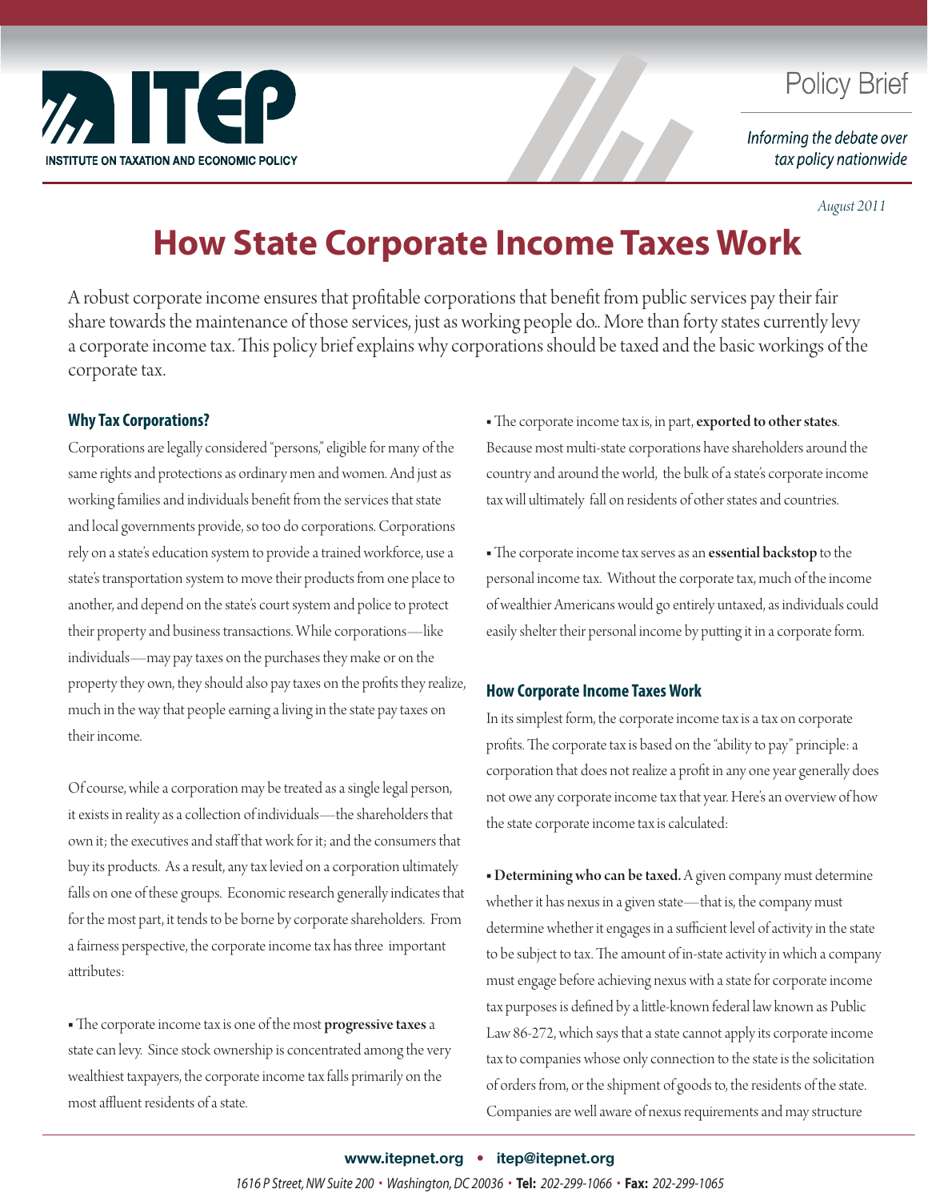ITEP

INSTITUTE ON TAXATION AND ECONOMIC POLICY

Policy Brief

*Informing the debate over tax policy nationwide*

*August 2011*

# How State Corporate Income Taxes Work

A robust corporate income ensures that profitable corporations that benefit from public services pay their fair share towards the maintenance of those services, just as working people do.. More than forty states currently levy a corporate income tax. This policy brief explains why corporations should be taxed and the basic workings of the corporate tax.

## Why Tax Corporations?

Corporations are legally considered "persons," eligible for many of the same rights and protections as ordinary men and women. And just as working families and individuals benefit from the services that state and local governments provide, so too do corporations. Corporations rely on a state's education system to provide a trained workforce, use a state's transportation system to move their products from one place to another, and depend on the state's court system and police to protect their property and business transactions. While corporations—like individuals—may pay taxes on the purchases they make or on the property they own, they should also pay taxes on the profits they realize, much in the way that people earning a living in the state pay taxes on their income.

Of course, while a corporation may be treated as a single legal person, it exists in reality as a collection of individuals—the shareholders that own it; the executives and staff that work for it; and the consumers that buy its products. As a result, any tax levied on a corporation ultimately falls on one of these groups. Economic research generally indicates that for the most part, it tends to be borne by corporate shareholders. From a fairness perspective, the corporate income tax has three important attributes:

- The corporate income tax is one of the most **progressive taxes** a state can levy. Since stock ownership is concentrated among the very wealthiest taxpayers, the corporate income tax falls primarily on the most affluent residents of a state.

- The corporate income tax is, in part, **exported to other states**. Because most multi-state corporations have shareholders around the country and around the world, the bulk of a state's corporate income tax will ultimately fall on residents of other states and countries.

- The corporate income tax serves as an **essential backstop** to the personal income tax. Without the corporate tax, much of the income of wealthier Americans would go entirely untaxed, as individuals could easily shelter their personal income by putting it in a corporate form.

## How Corporate Income Taxes Work

In its simplest form, the corporate income tax is a tax on corporate profits. The corporate tax is based on the "ability to pay" principle: a corporation that does not realize a profit in any one year generally does not owe any corporate income tax that year. Here's an overview of how the state corporate income tax is calculated:

- **Determining who can be taxed.** A given company must determine whether it has nexus in a given state—that is, the company must determine whether it engages in a sufficient level of activity in the state to be subject to tax. The amount of in-state activity in which a company must engage before achieving nexus with a state for corporate income tax purposes is defined by a little-known federal law known as Public Law 86-272, which says that a state cannot apply its corporate income tax to companies whose only connection to the state is the solicitation of orders from, or the shipment of goods to, the residents of the state. Companies are well aware of nexus requirements and may structure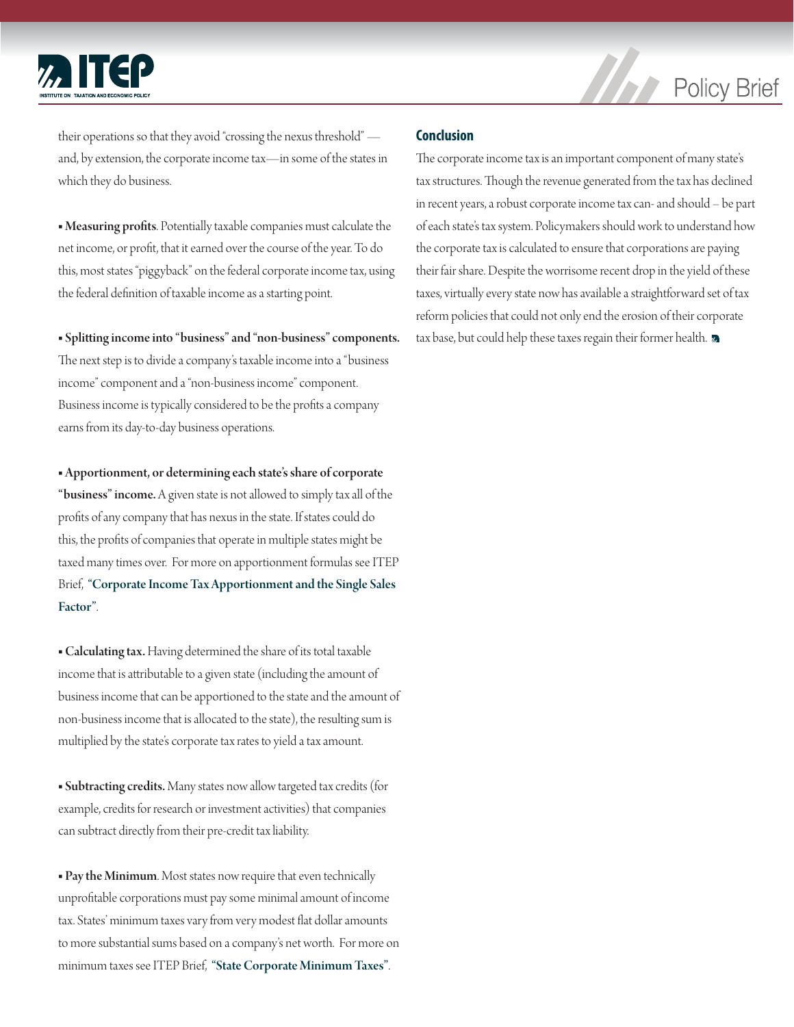their operations so that they avoid "crossing the nexus threshold" — and, by extension, the corporate income tax—in some of the states in which they do business.

- **Measuring profits**. Potentially taxable companies must calculate the net income, or profit, that it earned over the course of the year. To do this, most states "piggyback" on the federal corporate income tax, using the federal definition of taxable income as a starting point.

- **Splitting income into "business" and "non-business" components.** The next step is to divide a company's taxable income into a "business income" component and a "non-business income" component. Business income is typically considered to be the profits a company earns from its day-to-day business operations.

- **Apportionment, or determining each state's share of corporate "business" income.** A given state is not allowed to simply tax all of the profits of any company that has nexus in the state. If states could do this, the profits of companies that operate in multiple states might be taxed many times over. For more on apportionment formulas see ITEP Brief, **"Corporate Income Tax Apportionment and the Single Sales Factor"**.

- **Calculating tax.** Having determined the share of its total taxable income that is attributable to a given state (including the amount of business income that can be apportioned to the state and the amount of non-business income that is allocated to the state), the resulting sum is multiplied by the state's corporate tax rates to yield a tax amount.

- **Subtracting credits.** Many states now allow targeted tax credits (for example, credits for research or investment activities) that companies can subtract directly from their pre-credit tax liability.

- **Pay the Minimum**. Most states now require that even technically unprofitable corporations must pay some minimal amount of income tax. States' minimum taxes vary from very modest flat dollar amounts to more substantial sums based on a company's net worth. For more on minimum taxes see ITEP Brief, **"State Corporate Minimum Taxes"**.

## Conclusion

The corporate income tax is an important component of many state's tax structures. Though the revenue generated from the tax has declined in recent years, a robust corporate income tax can- and should – be part of each state's tax system. Policymakers should work to understand how the corporate tax is calculated to ensure that corporations are paying their fair share. Despite the worrisome recent drop in the yield of these taxes, virtually every state now has available a straightforward set of tax reform policies that could not only end the erosion of their corporate tax base, but could help these taxes regain their former health.